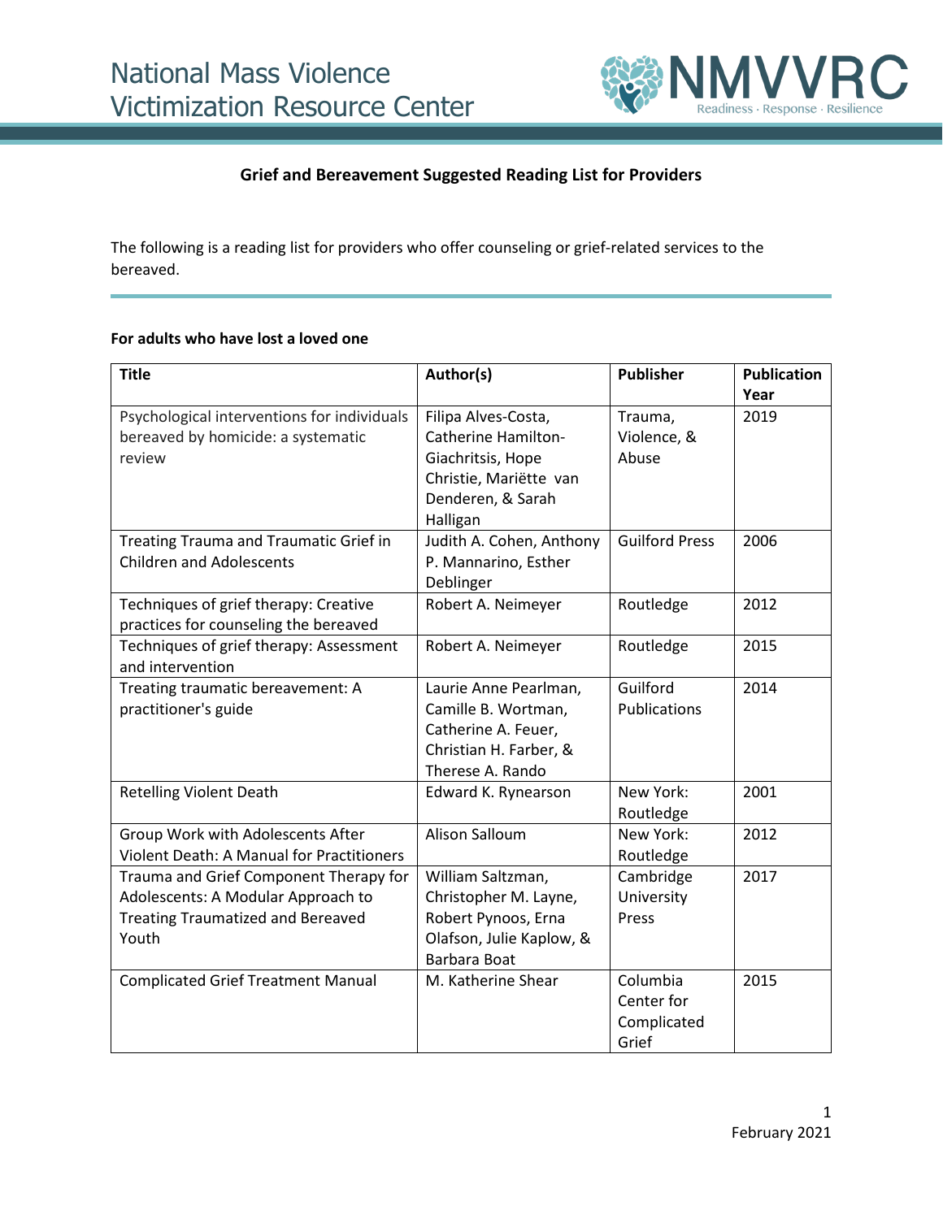# National Mass Violence Victimization Resource Center

NMVVRC Readiness · Response · Resilience

## Grief and Bereavement Suggested Reading List for Providers

The following is a reading list for providers who offer counseling or grief-related services to the bereaved.

### For adults who have lost a loved one

| Title | Author(s) | Publisher | Publication Year |
|---|---|---|---|
| Psychological interventions for individuals bereaved by homicide: a systematic review | Filipa Alves-Costa, Catherine Hamilton-Giachritsis, Hope Christie, Mariëtte van Denderen, & Sarah Halligan | Trauma, Violence, & Abuse | 2019 |
| Treating Trauma and Traumatic Grief in Children and Adolescents | Judith A. Cohen, Anthony P. Mannarino, Esther Deblinger | Guilford Press | 2006 |
| Techniques of grief therapy: Creative practices for counseling the bereaved | Robert A. Neimeyer | Routledge | 2012 |
| Techniques of grief therapy: Assessment and intervention | Robert A. Neimeyer | Routledge | 2015 |
| Treating traumatic bereavement: A practitioner's guide | Laurie Anne Pearlman, Camille B. Wortman, Catherine A. Feuer, Christian H. Farber, & Therese A. Rando | Guilford Publications | 2014 |
| Retelling Violent Death | Edward K. Rynearson | New York: Routledge | 2001 |
| Group Work with Adolescents After Violent Death: A Manual for Practitioners | Alison Salloum | New York: Routledge | 2012 |
| Trauma and Grief Component Therapy for Adolescents: A Modular Approach to Treating Traumatized and Bereaved Youth | William Saltzman, Christopher M. Layne, Robert Pynoos, Erna Olafson, Julie Kaplow, & Barbara Boat | Cambridge University Press | 2017 |
| Complicated Grief Treatment Manual | M. Katherine Shear | Columbia Center for Complicated Grief | 2015 |

February 2021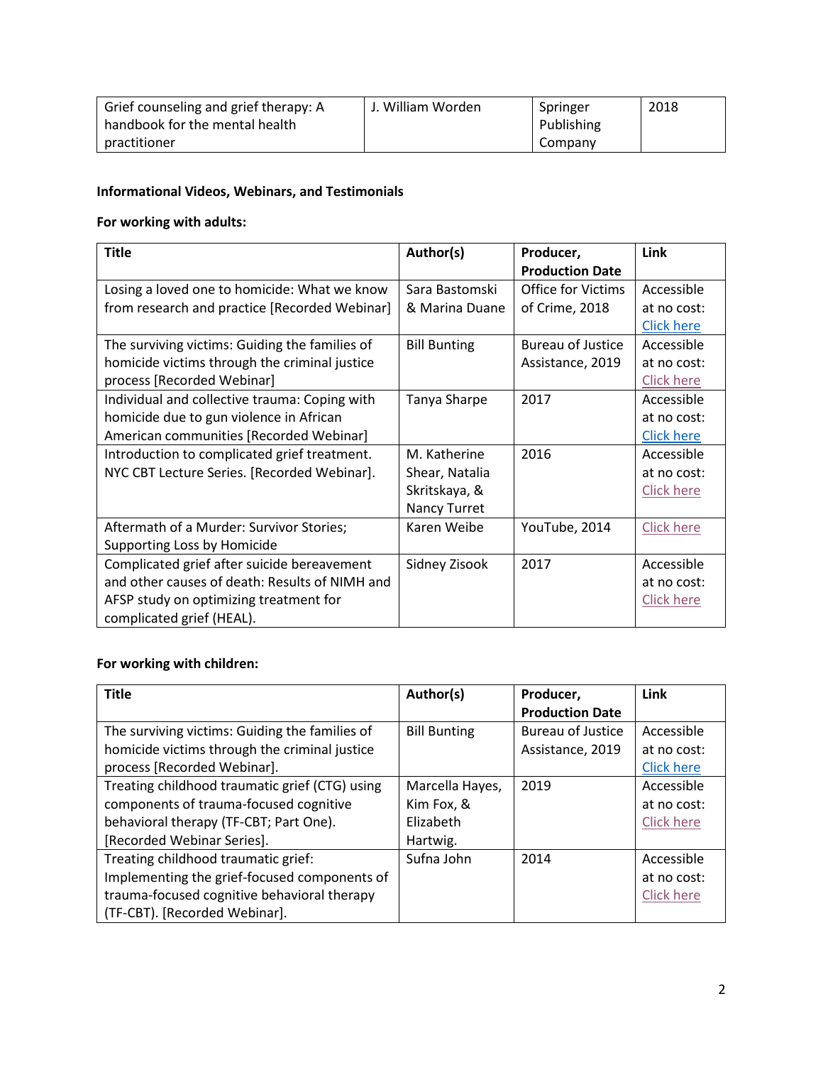| Grief counseling and grief therapy: A handbook for the mental health practitioner | J. William Worden | Springer Publishing Company | 2018 |
|---|---|---|---|

**Informational Videos, Webinars, and Testimonials**

**For working with adults:**

| **Title** | **Author(s)** | **Producer, Production Date** | **Link** |
|---|---|---|---|
| Losing a loved one to homicide: What we know from research and practice [Recorded Webinar] | Sara Bastomski & Marina Duane | Office for Victims of Crime, 2018 | Accessible at no cost: Click here |
| The surviving victims: Guiding the families of homicide victims through the criminal justice process [Recorded Webinar] | Bill Bunting | Bureau of Justice Assistance, 2019 | Accessible at no cost: Click here |
| Individual and collective trauma: Coping with homicide due to gun violence in African American communities [Recorded Webinar] | Tanya Sharpe | 2017 | Accessible at no cost: Click here |
| Introduction to complicated grief treatment. NYC CBT Lecture Series. [Recorded Webinar]. | M. Katherine Shear, Natalia Skritskaya, & Nancy Turret | 2016 | Accessible at no cost: Click here |
| Aftermath of a Murder: Survivor Stories; Supporting Loss by Homicide | Karen Weibe | YouTube, 2014 | Click here |
| Complicated grief after suicide bereavement and other causes of death: Results of NIMH and AFSP study on optimizing treatment for complicated grief (HEAL). | Sidney Zisook | 2017 | Accessible at no cost: Click here |

**For working with children:**

| **Title** | **Author(s)** | **Producer, Production Date** | **Link** |
|---|---|---|---|
| The surviving victims: Guiding the families of homicide victims through the criminal justice process [Recorded Webinar]. | Bill Bunting | Bureau of Justice Assistance, 2019 | Accessible at no cost: Click here |
| Treating childhood traumatic grief (CTG) using components of trauma-focused cognitive behavioral therapy (TF-CBT; Part One). [Recorded Webinar Series]. | Marcella Hayes, Kim Fox, & Elizabeth Hartwig. | 2019 | Accessible at no cost: Click here |
| Treating childhood traumatic grief: Implementing the grief-focused components of trauma-focused cognitive behavioral therapy (TF-CBT). [Recorded Webinar]. | Sufna John | 2014 | Accessible at no cost: Click here |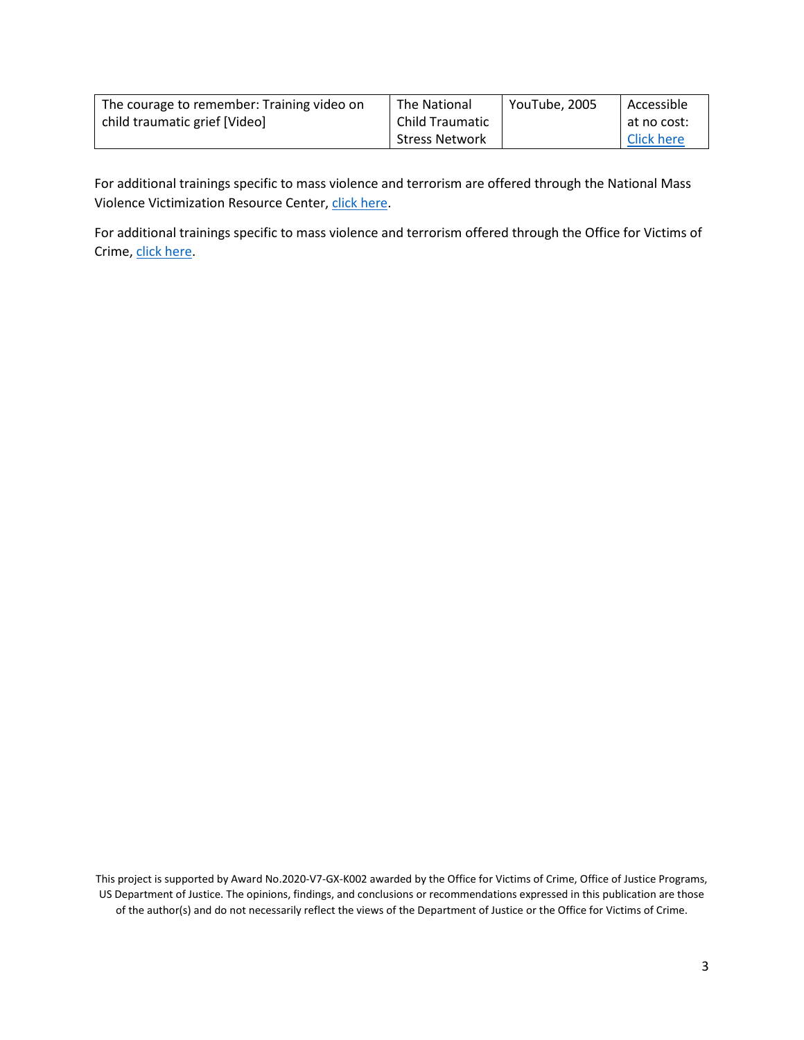| | | | |
|---|---|---|---|
| The courage to remember: Training video on child traumatic grief [Video] | The National Child Traumatic Stress Network | YouTube, 2005 | Accessible at no cost: Click here |

For additional trainings specific to mass violence and terrorism are offered through the National Mass Violence Victimization Resource Center, click here.

For additional trainings specific to mass violence and terrorism offered through the Office for Victims of Crime, click here.

This project is supported by Award No.2020-V7-GX-K002 awarded by the Office for Victims of Crime, Office of Justice Programs, US Department of Justice. The opinions, findings, and conclusions or recommendations expressed in this publication are those of the author(s) and do not necessarily reflect the views of the Department of Justice or the Office for Victims of Crime.